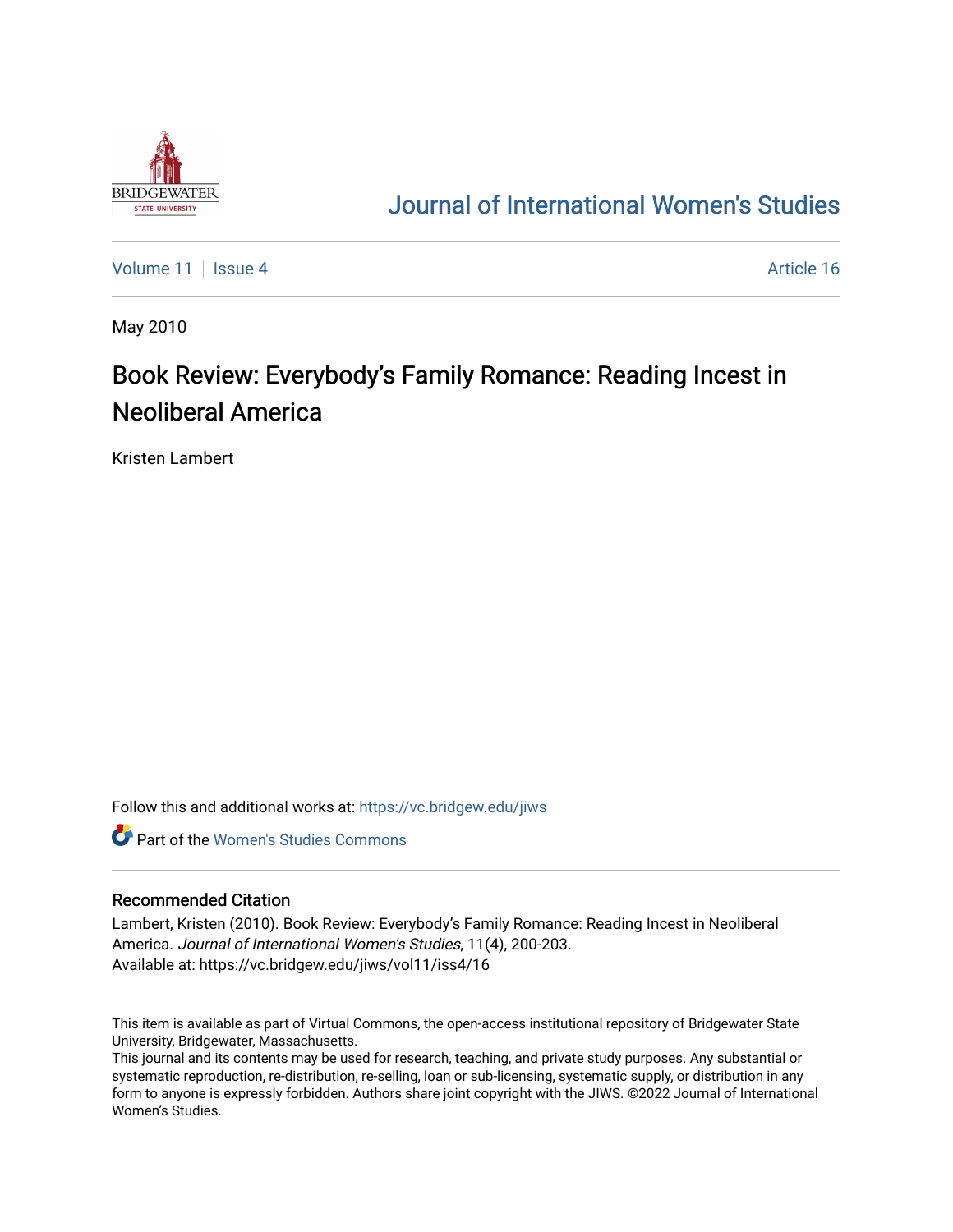# Journal of International Women's Studies

Volume 11 | Issue 4 | Article 16

May 2010

## Book Review: Everybody's Family Romance: Reading Incest in Neoliberal America

Kristen Lambert

Follow this and additional works at: https://vc.bridgew.edu/jiws

Part of the Women's Studies Commons

### Recommended Citation

Lambert, Kristen (2010). Book Review: Everybody's Family Romance: Reading Incest in Neoliberal America. *Journal of International Women's Studies*, 11(4), 200-203.
Available at: https://vc.bridgew.edu/jiws/vol11/iss4/16

This item is available as part of Virtual Commons, the open-access institutional repository of Bridgewater State University, Bridgewater, Massachusetts.
This journal and its contents may be used for research, teaching, and private study purposes. Any substantial or systematic reproduction, re-distribution, re-selling, loan or sub-licensing, systematic supply, or distribution in any form to anyone is expressly forbidden. Authors share joint copyright with the JIWS. ©2022 Journal of International Women's Studies.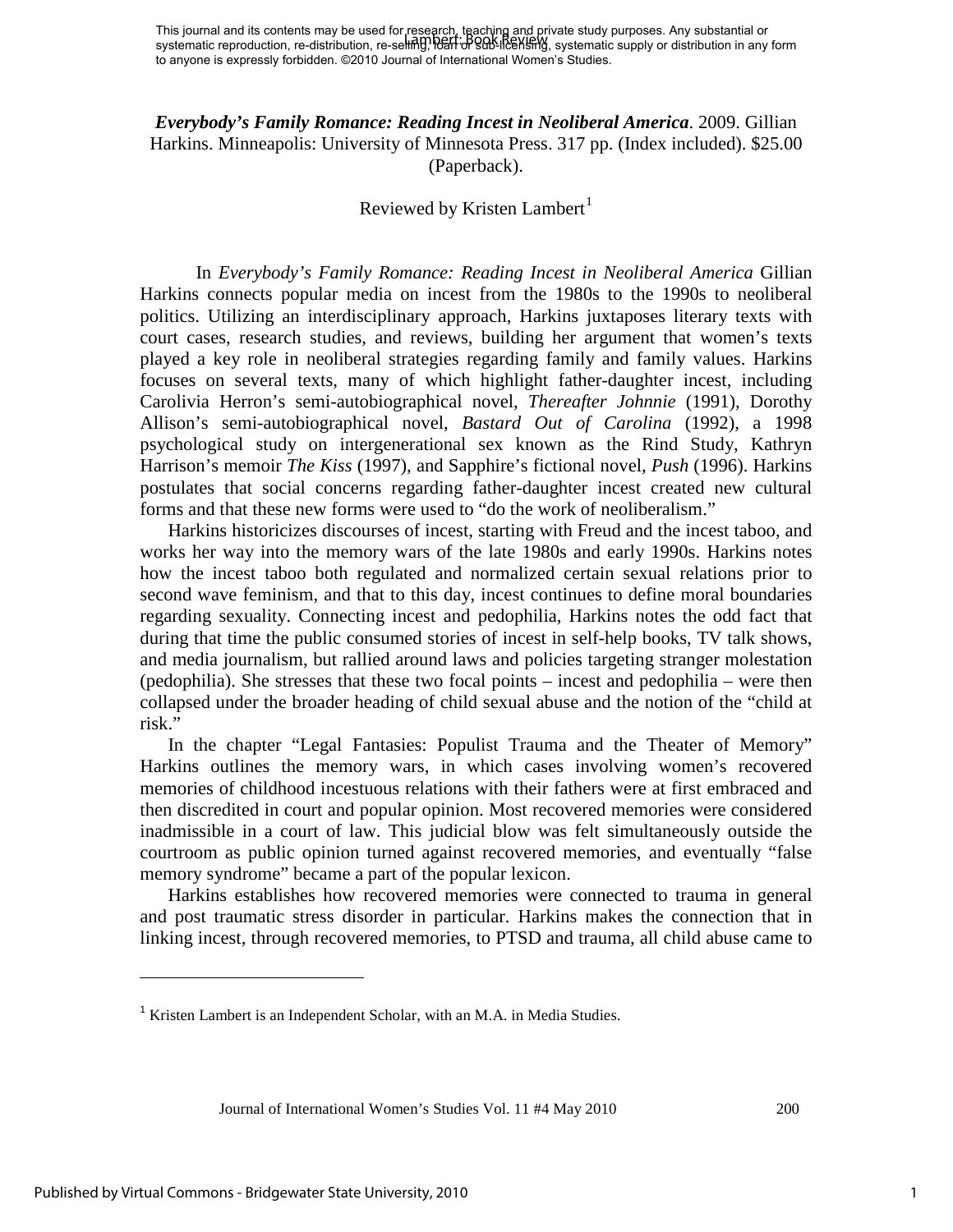This journal and its contents may be used for research, teaching and private study purposes. Any substantial or systematic reproduction, re-distribution, re-selling, loan or sub-licensing, systematic supply or distribution in any form to anyone is expressly forbidden. ©2010 Journal of International Women's Studies.

***Everybody's Family Romance: Reading Incest in Neoliberal America***. 2009. Gillian Harkins. Minneapolis: University of Minnesota Press. 317 pp. (Index included). $25.00 (Paperback).

Reviewed by Kristen Lambert[1]

In *Everybody's Family Romance: Reading Incest in Neoliberal America* Gillian Harkins connects popular media on incest from the 1980s to the 1990s to neoliberal politics. Utilizing an interdisciplinary approach, Harkins juxtaposes literary texts with court cases, research studies, and reviews, building her argument that women's texts played a key role in neoliberal strategies regarding family and family values. Harkins focuses on several texts, many of which highlight father-daughter incest, including Carolivia Herron's semi-autobiographical novel, *Thereafter Johnnie* (1991), Dorothy Allison's semi-autobiographical novel, *Bastard Out of Carolina* (1992), a 1998 psychological study on intergenerational sex known as the Rind Study, Kathryn Harrison's memoir *The Kiss* (1997), and Sapphire's fictional novel, *Push* (1996). Harkins postulates that social concerns regarding father-daughter incest created new cultural forms and that these new forms were used to "do the work of neoliberalism."

Harkins historicizes discourses of incest, starting with Freud and the incest taboo, and works her way into the memory wars of the late 1980s and early 1990s. Harkins notes how the incest taboo both regulated and normalized certain sexual relations prior to second wave feminism, and that to this day, incest continues to define moral boundaries regarding sexuality. Connecting incest and pedophilia, Harkins notes the odd fact that during that time the public consumed stories of incest in self-help books, TV talk shows, and media journalism, but rallied around laws and policies targeting stranger molestation (pedophilia). She stresses that these two focal points – incest and pedophilia – were then collapsed under the broader heading of child sexual abuse and the notion of the "child at risk."

In the chapter "Legal Fantasies: Populist Trauma and the Theater of Memory" Harkins outlines the memory wars, in which cases involving women's recovered memories of childhood incestuous relations with their fathers were at first embraced and then discredited in court and popular opinion. Most recovered memories were considered inadmissible in a court of law. This judicial blow was felt simultaneously outside the courtroom as public opinion turned against recovered memories, and eventually "false memory syndrome" became a part of the popular lexicon.

Harkins establishes how recovered memories were connected to trauma in general and post traumatic stress disorder in particular. Harkins makes the connection that in linking incest, through recovered memories, to PTSD and trauma, all child abuse came to

[1] Kristen Lambert is an Independent Scholar, with an M.A. in Media Studies.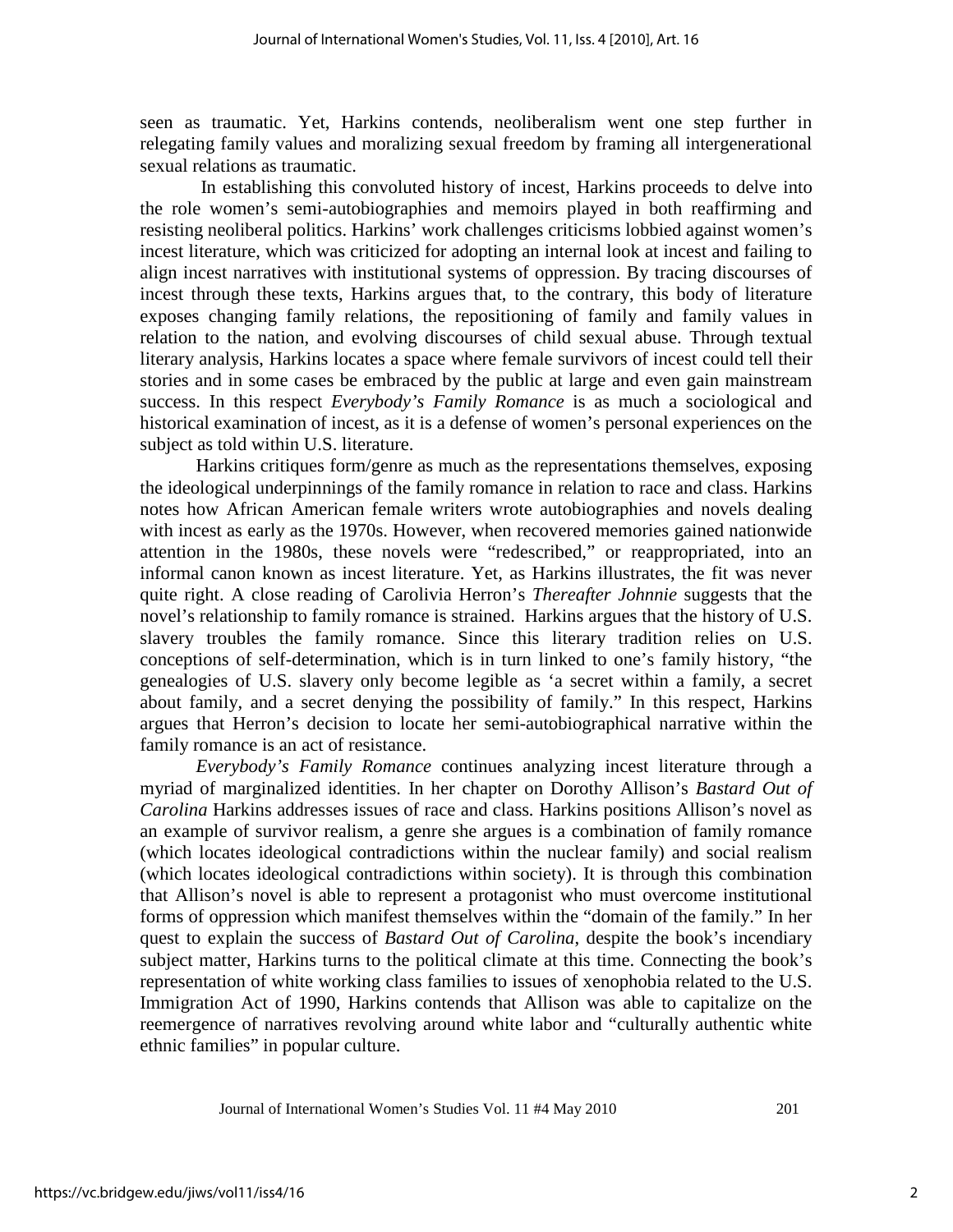seen as traumatic. Yet, Harkins contends, neoliberalism went one step further in relegating family values and moralizing sexual freedom by framing all intergenerational sexual relations as traumatic.

In establishing this convoluted history of incest, Harkins proceeds to delve into the role women's semi-autobiographies and memoirs played in both reaffirming and resisting neoliberal politics. Harkins' work challenges criticisms lobbied against women's incest literature, which was criticized for adopting an internal look at incest and failing to align incest narratives with institutional systems of oppression. By tracing discourses of incest through these texts, Harkins argues that, to the contrary, this body of literature exposes changing family relations, the repositioning of family and family values in relation to the nation, and evolving discourses of child sexual abuse. Through textual literary analysis, Harkins locates a space where female survivors of incest could tell their stories and in some cases be embraced by the public at large and even gain mainstream success. In this respect *Everybody's Family Romance* is as much a sociological and historical examination of incest, as it is a defense of women's personal experiences on the subject as told within U.S. literature.

Harkins critiques form/genre as much as the representations themselves, exposing the ideological underpinnings of the family romance in relation to race and class. Harkins notes how African American female writers wrote autobiographies and novels dealing with incest as early as the 1970s. However, when recovered memories gained nationwide attention in the 1980s, these novels were "redescribed," or reappropriated, into an informal canon known as incest literature. Yet, as Harkins illustrates, the fit was never quite right. A close reading of Carolivia Herron's *Thereafter Johnnie* suggests that the novel's relationship to family romance is strained. Harkins argues that the history of U.S. slavery troubles the family romance. Since this literary tradition relies on U.S. conceptions of self-determination, which is in turn linked to one's family history, "the genealogies of U.S. slavery only become legible as 'a secret within a family, a secret about family, and a secret denying the possibility of family." In this respect, Harkins argues that Herron's decision to locate her semi-autobiographical narrative within the family romance is an act of resistance.

*Everybody's Family Romance* continues analyzing incest literature through a myriad of marginalized identities. In her chapter on Dorothy Allison's *Bastard Out of Carolina* Harkins addresses issues of race and class. Harkins positions Allison's novel as an example of survivor realism, a genre she argues is a combination of family romance (which locates ideological contradictions within the nuclear family) and social realism (which locates ideological contradictions within society). It is through this combination that Allison's novel is able to represent a protagonist who must overcome institutional forms of oppression which manifest themselves within the "domain of the family." In her quest to explain the success of *Bastard Out of Carolina*, despite the book's incendiary subject matter, Harkins turns to the political climate at this time. Connecting the book's representation of white working class families to issues of xenophobia related to the U.S. Immigration Act of 1990, Harkins contends that Allison was able to capitalize on the reemergence of narratives revolving around white labor and "culturally authentic white ethnic families" in popular culture.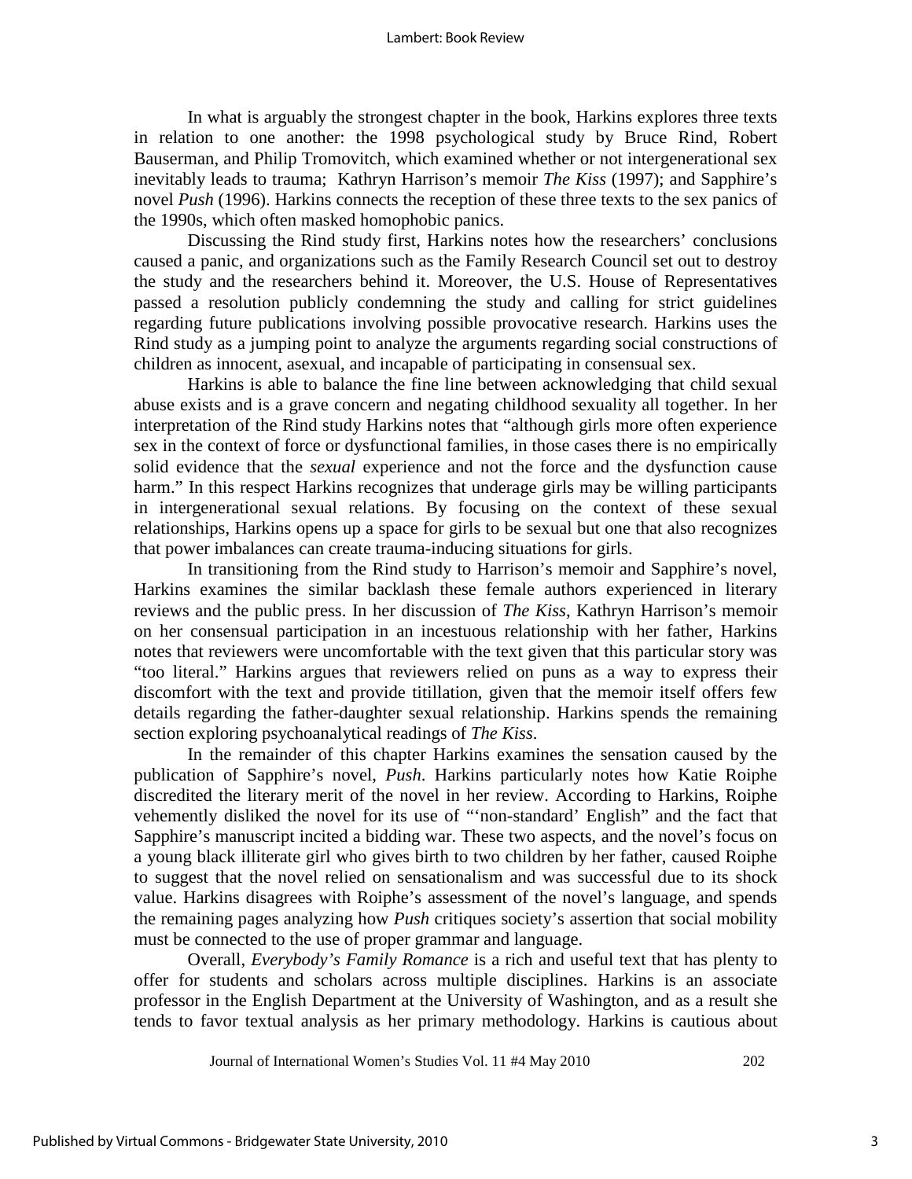In what is arguably the strongest chapter in the book, Harkins explores three texts in relation to one another: the 1998 psychological study by Bruce Rind, Robert Bauserman, and Philip Tromovitch, which examined whether or not intergenerational sex inevitably leads to trauma; Kathryn Harrison's memoir *The Kiss* (1997); and Sapphire's novel *Push* (1996). Harkins connects the reception of these three texts to the sex panics of the 1990s, which often masked homophobic panics.

Discussing the Rind study first, Harkins notes how the researchers' conclusions caused a panic, and organizations such as the Family Research Council set out to destroy the study and the researchers behind it. Moreover, the U.S. House of Representatives passed a resolution publicly condemning the study and calling for strict guidelines regarding future publications involving possible provocative research. Harkins uses the Rind study as a jumping point to analyze the arguments regarding social constructions of children as innocent, asexual, and incapable of participating in consensual sex.

Harkins is able to balance the fine line between acknowledging that child sexual abuse exists and is a grave concern and negating childhood sexuality all together. In her interpretation of the Rind study Harkins notes that "although girls more often experience sex in the context of force or dysfunctional families, in those cases there is no empirically solid evidence that the *sexual* experience and not the force and the dysfunction cause harm." In this respect Harkins recognizes that underage girls may be willing participants in intergenerational sexual relations. By focusing on the context of these sexual relationships, Harkins opens up a space for girls to be sexual but one that also recognizes that power imbalances can create trauma-inducing situations for girls.

In transitioning from the Rind study to Harrison's memoir and Sapphire's novel, Harkins examines the similar backlash these female authors experienced in literary reviews and the public press. In her discussion of *The Kiss*, Kathryn Harrison's memoir on her consensual participation in an incestuous relationship with her father, Harkins notes that reviewers were uncomfortable with the text given that this particular story was "too literal." Harkins argues that reviewers relied on puns as a way to express their discomfort with the text and provide titillation, given that the memoir itself offers few details regarding the father-daughter sexual relationship. Harkins spends the remaining section exploring psychoanalytical readings of *The Kiss*.

In the remainder of this chapter Harkins examines the sensation caused by the publication of Sapphire's novel, *Push*. Harkins particularly notes how Katie Roiphe discredited the literary merit of the novel in her review. According to Harkins, Roiphe vehemently disliked the novel for its use of "'non-standard' English" and the fact that Sapphire's manuscript incited a bidding war. These two aspects, and the novel's focus on a young black illiterate girl who gives birth to two children by her father, caused Roiphe to suggest that the novel relied on sensationalism and was successful due to its shock value. Harkins disagrees with Roiphe's assessment of the novel's language, and spends the remaining pages analyzing how *Push* critiques society's assertion that social mobility must be connected to the use of proper grammar and language.

Overall, *Everybody's Family Romance* is a rich and useful text that has plenty to offer for students and scholars across multiple disciplines. Harkins is an associate professor in the English Department at the University of Washington, and as a result she tends to favor textual analysis as her primary methodology. Harkins is cautious about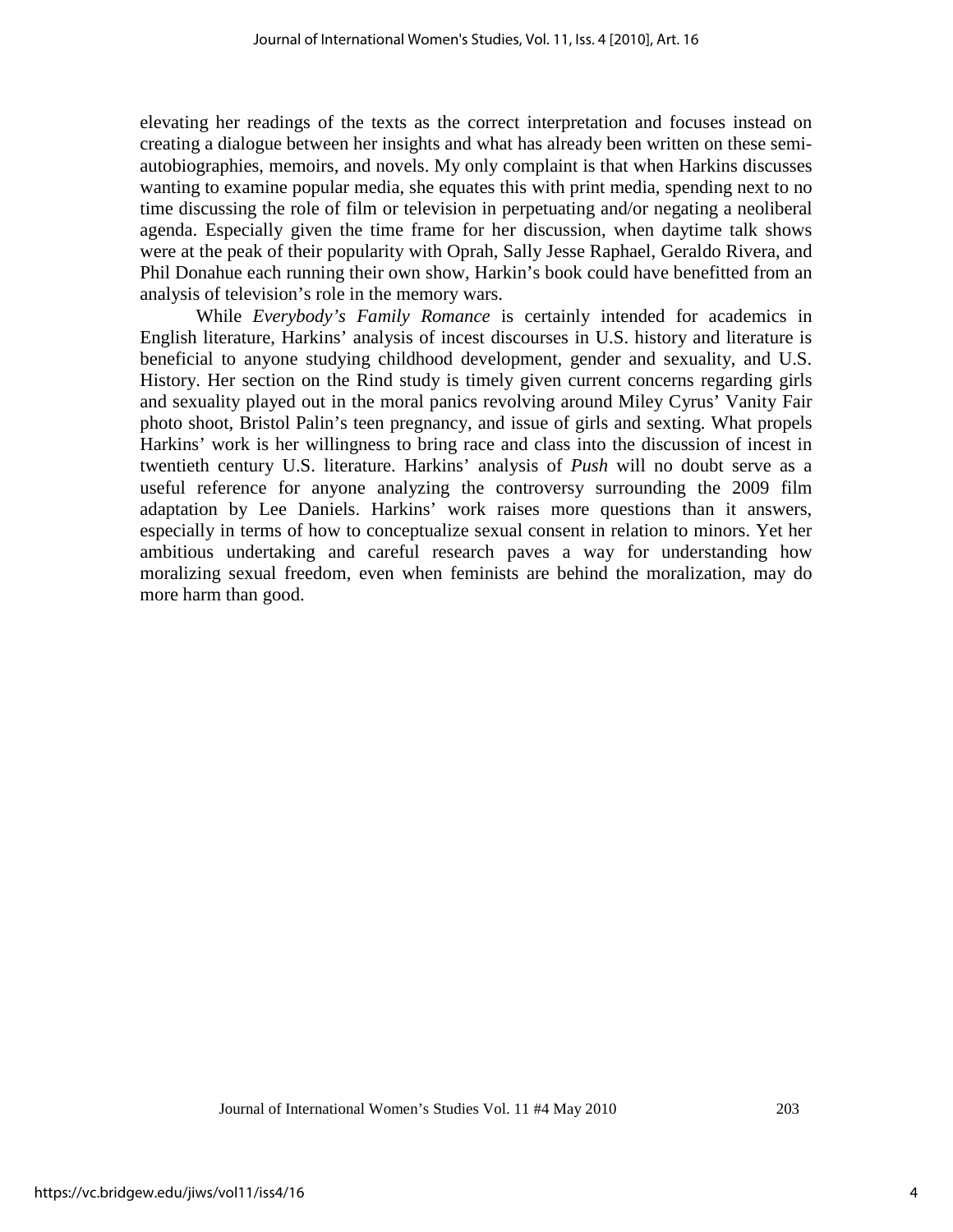elevating her readings of the texts as the correct interpretation and focuses instead on creating a dialogue between her insights and what has already been written on these semi-autobiographies, memoirs, and novels. My only complaint is that when Harkins discusses wanting to examine popular media, she equates this with print media, spending next to no time discussing the role of film or television in perpetuating and/or negating a neoliberal agenda. Especially given the time frame for her discussion, when daytime talk shows were at the peak of their popularity with Oprah, Sally Jesse Raphael, Geraldo Rivera, and Phil Donahue each running their own show, Harkin's book could have benefitted from an analysis of television's role in the memory wars.

While *Everybody's Family Romance* is certainly intended for academics in English literature, Harkins' analysis of incest discourses in U.S. history and literature is beneficial to anyone studying childhood development, gender and sexuality, and U.S. History. Her section on the Rind study is timely given current concerns regarding girls and sexuality played out in the moral panics revolving around Miley Cyrus' Vanity Fair photo shoot, Bristol Palin's teen pregnancy, and issue of girls and sexting. What propels Harkins' work is her willingness to bring race and class into the discussion of incest in twentieth century U.S. literature. Harkins' analysis of *Push* will no doubt serve as a useful reference for anyone analyzing the controversy surrounding the 2009 film adaptation by Lee Daniels. Harkins' work raises more questions than it answers, especially in terms of how to conceptualize sexual consent in relation to minors. Yet her ambitious undertaking and careful research paves a way for understanding how moralizing sexual freedom, even when feminists are behind the moralization, may do more harm than good.